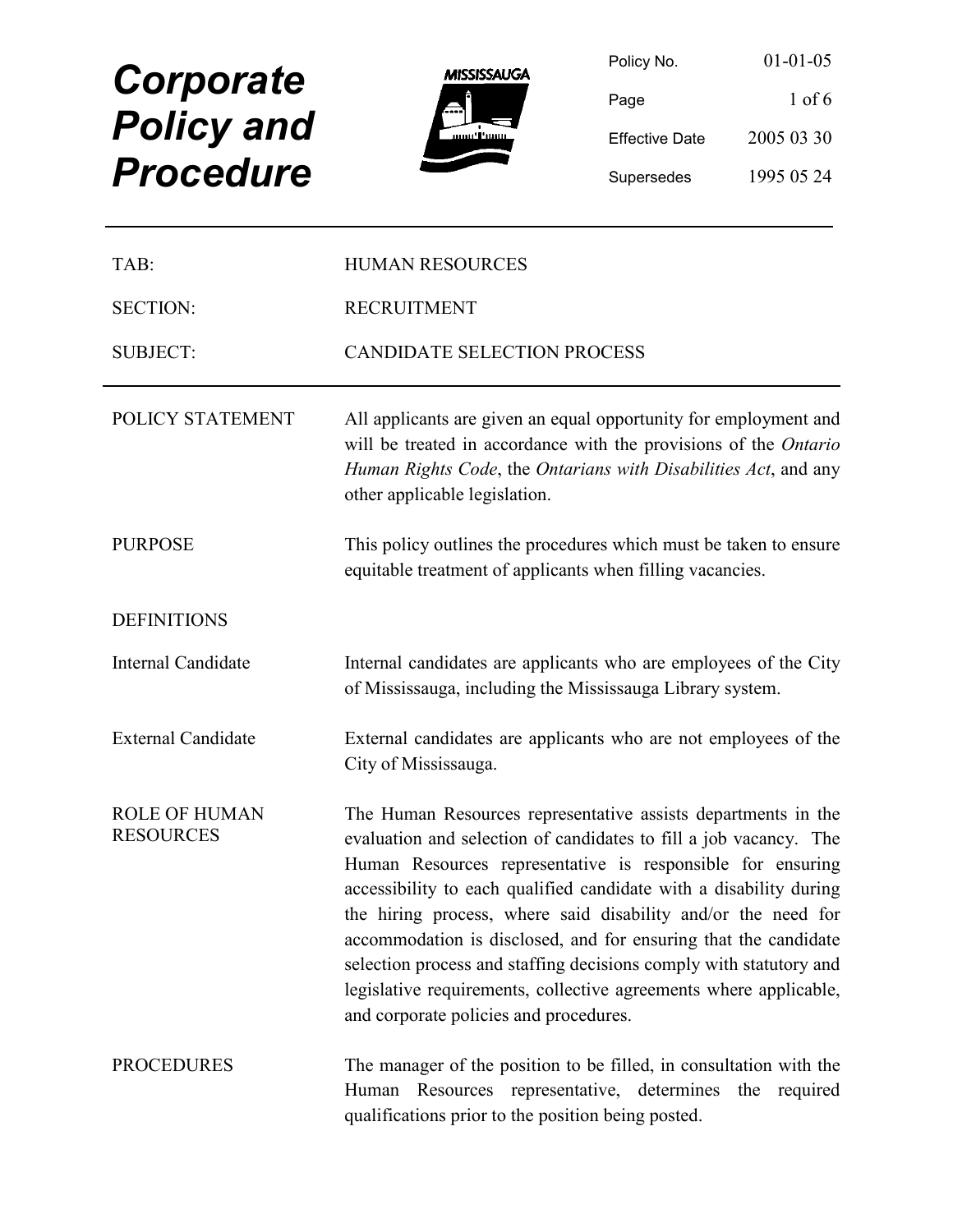# Corporate Policy and Procedure

| | |
|---|---|
| Policy No. | 01-01-05 |
| Effective Date | 2005 03 30 |
| Supersedes | 1995 05 24 |

| | |
|---|---|
| TAB: | HUMAN RESOURCES |
| SECTION: | RECRUITMENT |
| SUBJECT: | CANDIDATE SELECTION PROCESS |

## POLICY STATEMENT

All applicants are given an equal opportunity for employment and will be treated in accordance with the provisions of the *Ontario Human Rights Code*, the *Ontarians with Disabilities Act*, and any other applicable legislation.

## PURPOSE

This policy outlines the procedures which must be taken to ensure equitable treatment of applicants when filling vacancies.

## DEFINITIONS

**Internal Candidate**

Internal candidates are applicants who are employees of the City of Mississauga, including the Mississauga Library system.

**External Candidate**

External candidates are applicants who are not employees of the City of Mississauga.

## ROLE OF HUMAN RESOURCES

The Human Resources representative assists departments in the evaluation and selection of candidates to fill a job vacancy. The Human Resources representative is responsible for ensuring accessibility to each qualified candidate with a disability during the hiring process, where said disability and/or the need for accommodation is disclosed, and for ensuring that the candidate selection process and staffing decisions comply with statutory and legislative requirements, collective agreements where applicable, and corporate policies and procedures.

## PROCEDURES

The manager of the position to be filled, in consultation with the Human Resources representative, determines the required qualifications prior to the position being posted.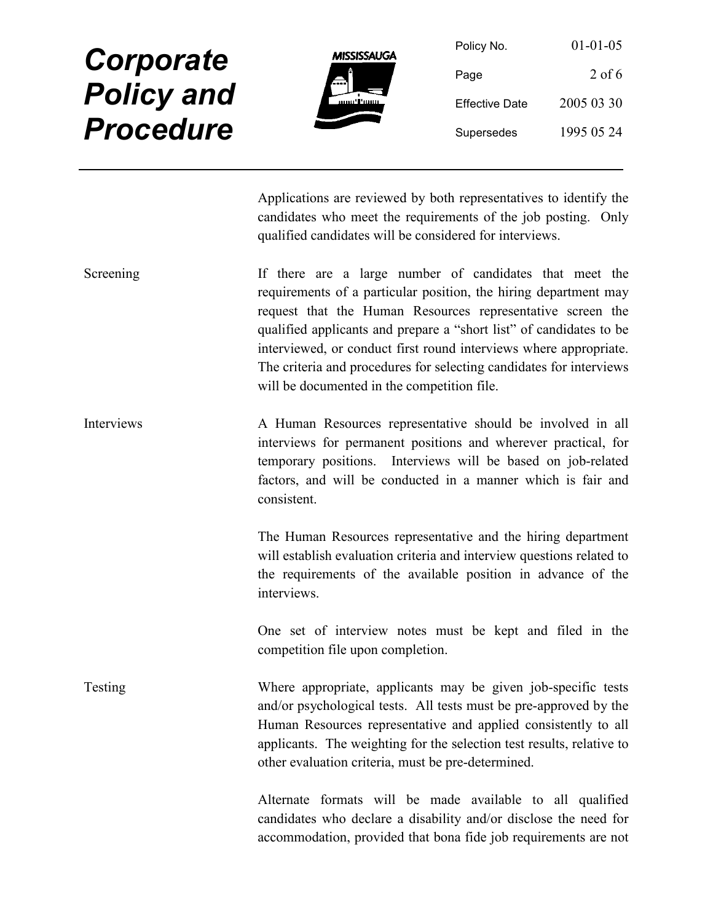Applications are reviewed by both representatives to identify the candidates who meet the requirements of the job posting. Only qualified candidates will be considered for interviews.

**Screening**

If there are a large number of candidates that meet the requirements of a particular position, the hiring department may request that the Human Resources representative screen the qualified applicants and prepare a "short list" of candidates to be interviewed, or conduct first round interviews where appropriate. The criteria and procedures for selecting candidates for interviews will be documented in the competition file.

**Interviews**

A Human Resources representative should be involved in all interviews for permanent positions and wherever practical, for temporary positions. Interviews will be based on job-related factors, and will be conducted in a manner which is fair and consistent.

The Human Resources representative and the hiring department will establish evaluation criteria and interview questions related to the requirements of the available position in advance of the interviews.

One set of interview notes must be kept and filed in the competition file upon completion.

**Testing**

Where appropriate, applicants may be given job-specific tests and/or psychological tests. All tests must be pre-approved by the Human Resources representative and applied consistently to all applicants. The weighting for the selection test results, relative to other evaluation criteria, must be pre-determined.

Alternate formats will be made available to all qualified candidates who declare a disability and/or disclose the need for accommodation, provided that bona fide job requirements are not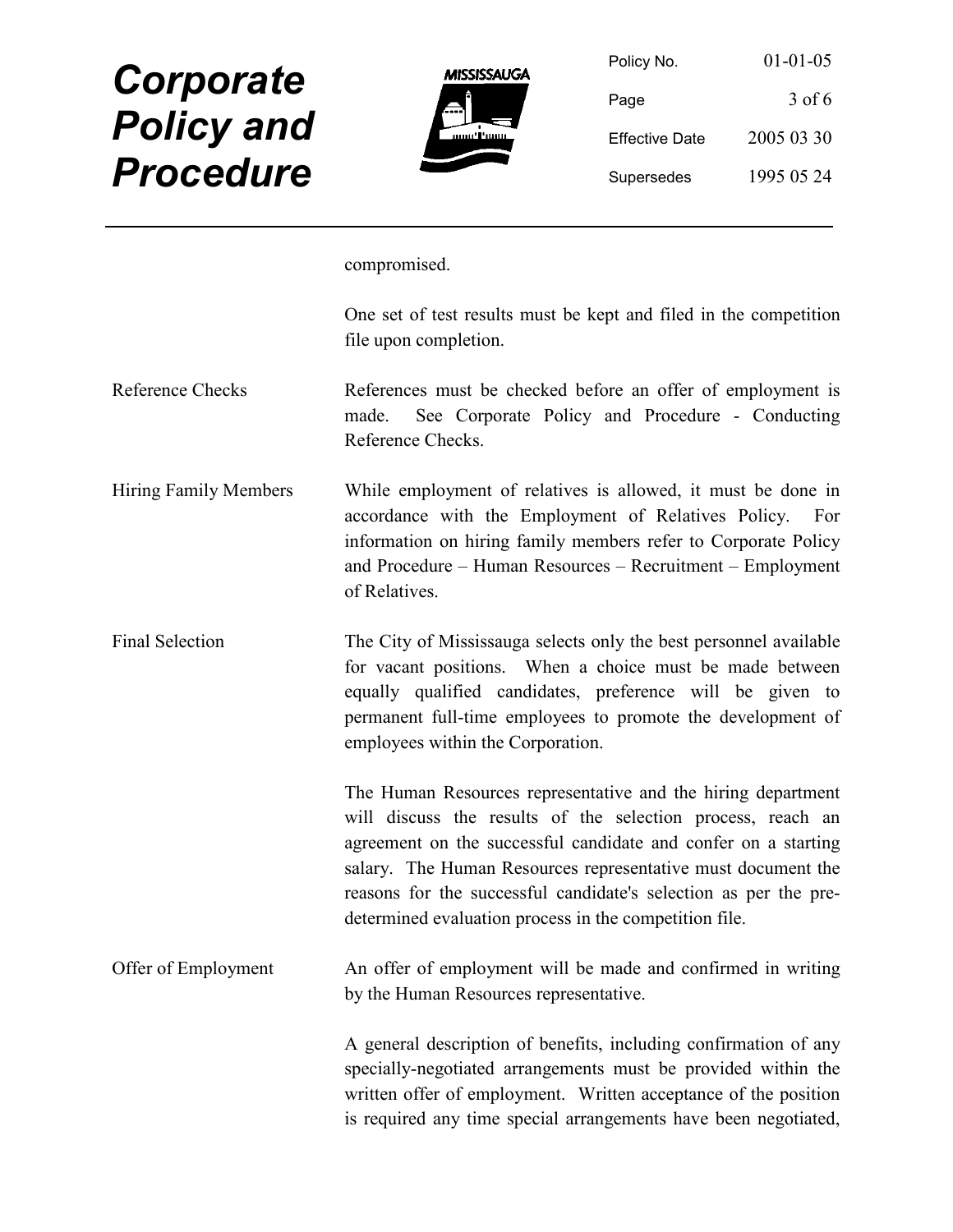compromised.

One set of test results must be kept and filed in the competition file upon completion.

**Reference Checks**

References must be checked before an offer of employment is made. See Corporate Policy and Procedure - Conducting Reference Checks.

**Hiring Family Members**

While employment of relatives is allowed, it must be done in accordance with the Employment of Relatives Policy. For information on hiring family members refer to Corporate Policy and Procedure – Human Resources – Recruitment – Employment of Relatives.

**Final Selection**

The City of Mississauga selects only the best personnel available for vacant positions. When a choice must be made between equally qualified candidates, preference will be given to permanent full-time employees to promote the development of employees within the Corporation.

The Human Resources representative and the hiring department will discuss the results of the selection process, reach an agreement on the successful candidate and confer on a starting salary. The Human Resources representative must document the reasons for the successful candidate's selection as per the pre-determined evaluation process in the competition file.

**Offer of Employment**

An offer of employment will be made and confirmed in writing by the Human Resources representative.

A general description of benefits, including confirmation of any specially-negotiated arrangements must be provided within the written offer of employment. Written acceptance of the position is required any time special arrangements have been negotiated,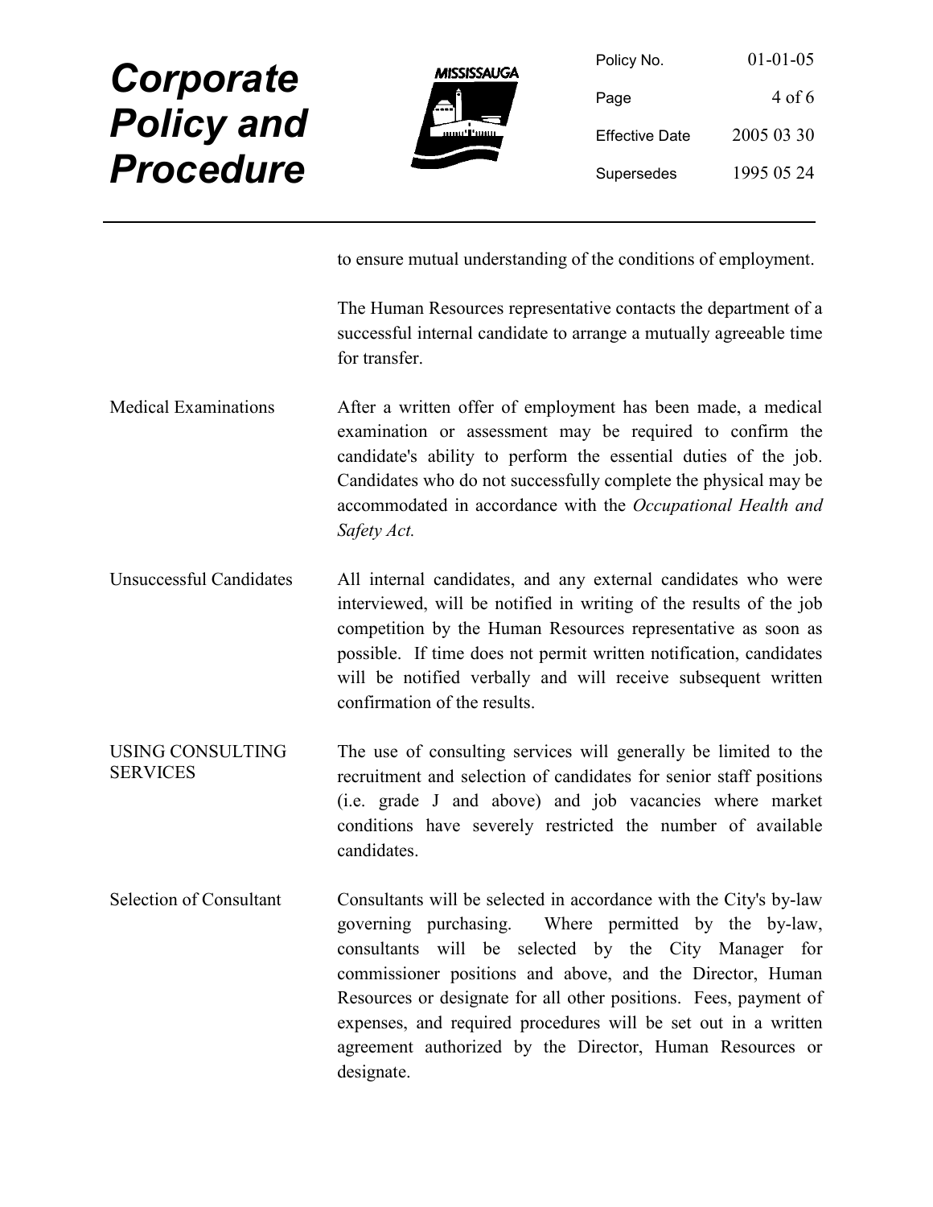to ensure mutual understanding of the conditions of employment.

The Human Resources representative contacts the department of a successful internal candidate to arrange a mutually agreeable time for transfer.

**Medical Examinations**

After a written offer of employment has been made, a medical examination or assessment may be required to confirm the candidate's ability to perform the essential duties of the job. Candidates who do not successfully complete the physical may be accommodated in accordance with the *Occupational Health and Safety Act.*

**Unsuccessful Candidates**

All internal candidates, and any external candidates who were interviewed, will be notified in writing of the results of the job competition by the Human Resources representative as soon as possible. If time does not permit written notification, candidates will be notified verbally and will receive subsequent written confirmation of the results.

## USING CONSULTING SERVICES

The use of consulting services will generally be limited to the recruitment and selection of candidates for senior staff positions (i.e. grade J and above) and job vacancies where market conditions have severely restricted the number of available candidates.

**Selection of Consultant**

Consultants will be selected in accordance with the City's by-law governing purchasing. Where permitted by the by-law, consultants will be selected by the City Manager for commissioner positions and above, and the Director, Human Resources or designate for all other positions. Fees, payment of expenses, and required procedures will be set out in a written agreement authorized by the Director, Human Resources or designate.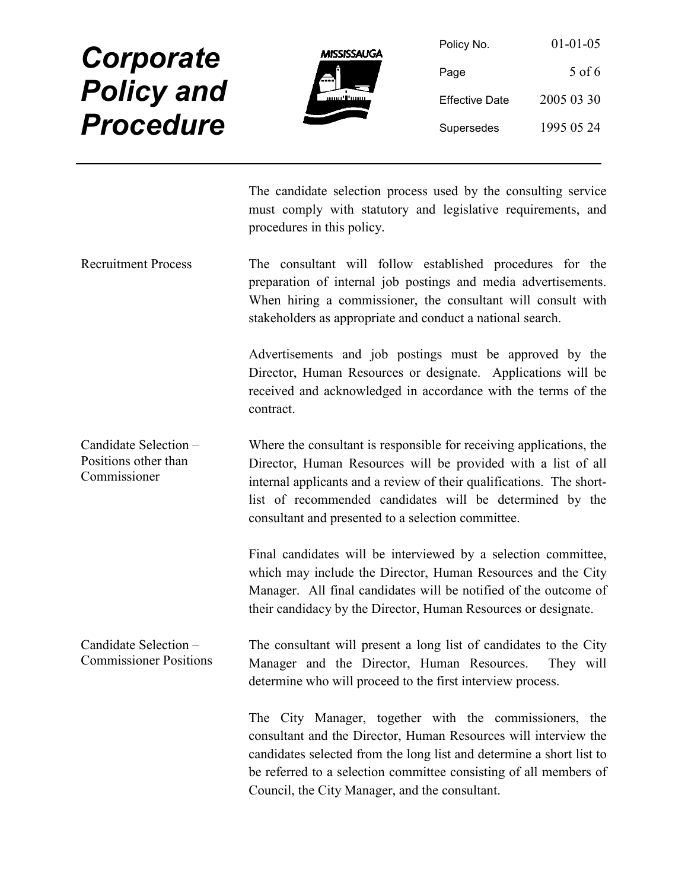The candidate selection process used by the consulting service must comply with statutory and legislative requirements, and procedures in this policy.

## Recruitment Process

The consultant will follow established procedures for the preparation of internal job postings and media advertisements. When hiring a commissioner, the consultant will consult with stakeholders as appropriate and conduct a national search.

Advertisements and job postings must be approved by the Director, Human Resources or designate. Applications will be received and acknowledged in accordance with the terms of the contract.

## Candidate Selection – Positions other than Commissioner

Where the consultant is responsible for receiving applications, the Director, Human Resources will be provided with a list of all internal applicants and a review of their qualifications. The short-list of recommended candidates will be determined by the consultant and presented to a selection committee.

Final candidates will be interviewed by a selection committee, which may include the Director, Human Resources and the City Manager. All final candidates will be notified of the outcome of their candidacy by the Director, Human Resources or designate.

## Candidate Selection – Commissioner Positions

The consultant will present a long list of candidates to the City Manager and the Director, Human Resources. They will determine who will proceed to the first interview process.

The City Manager, together with the commissioners, the consultant and the Director, Human Resources will interview the candidates selected from the long list and determine a short list to be referred to a selection committee consisting of all members of Council, the City Manager, and the consultant.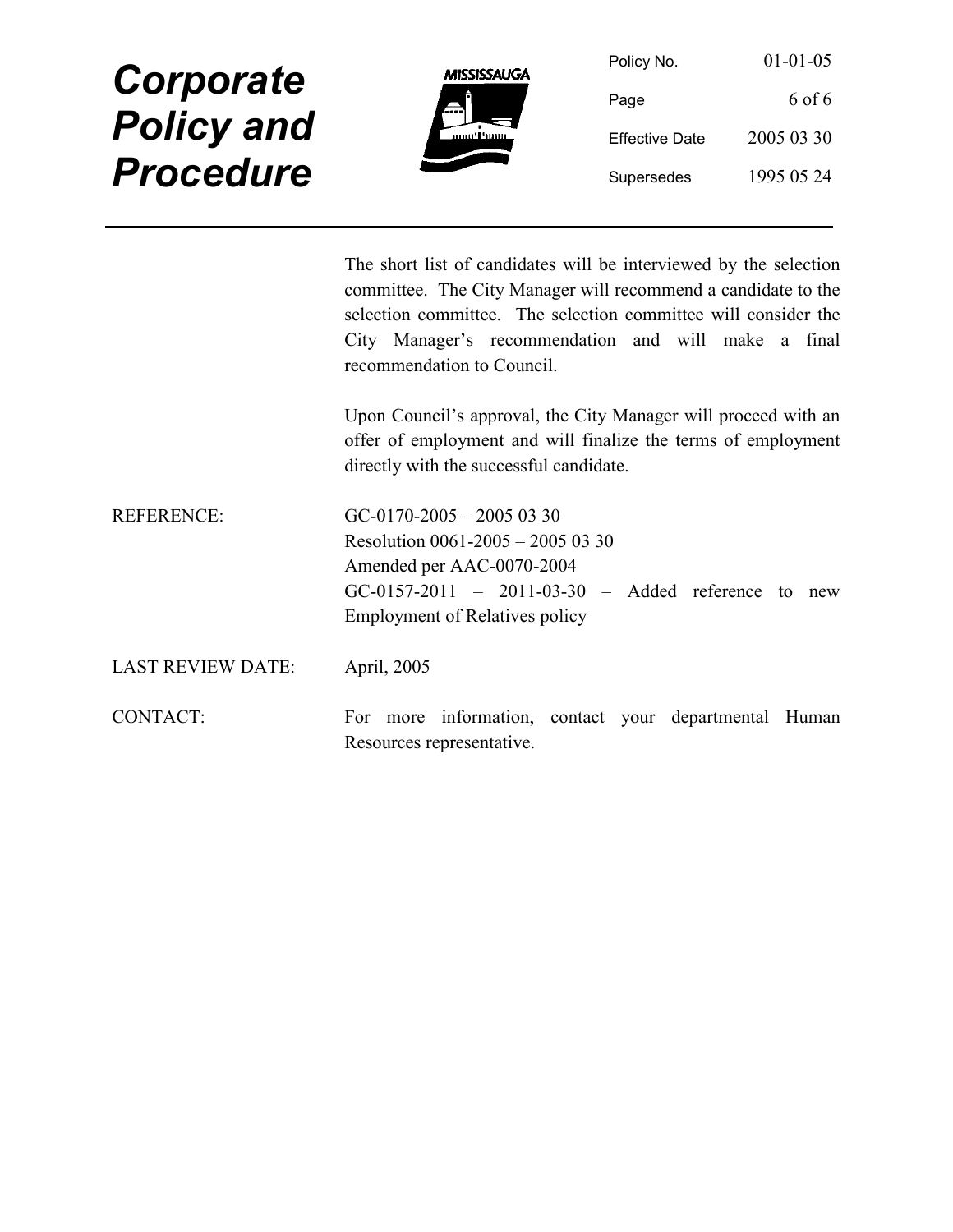The short list of candidates will be interviewed by the selection committee. The City Manager will recommend a candidate to the selection committee. The selection committee will consider the City Manager's recommendation and will make a final recommendation to Council.

Upon Council's approval, the City Manager will proceed with an offer of employment and will finalize the terms of employment directly with the successful candidate.

REFERENCE: GC-0170-2005 – 2005 03 30
Resolution 0061-2005 – 2005 03 30
Amended per AAC-0070-2004
GC-0157-2011 – 2011-03-30 – Added reference to new Employment of Relatives policy

LAST REVIEW DATE: April, 2005

CONTACT: For more information, contact your departmental Human Resources representative.